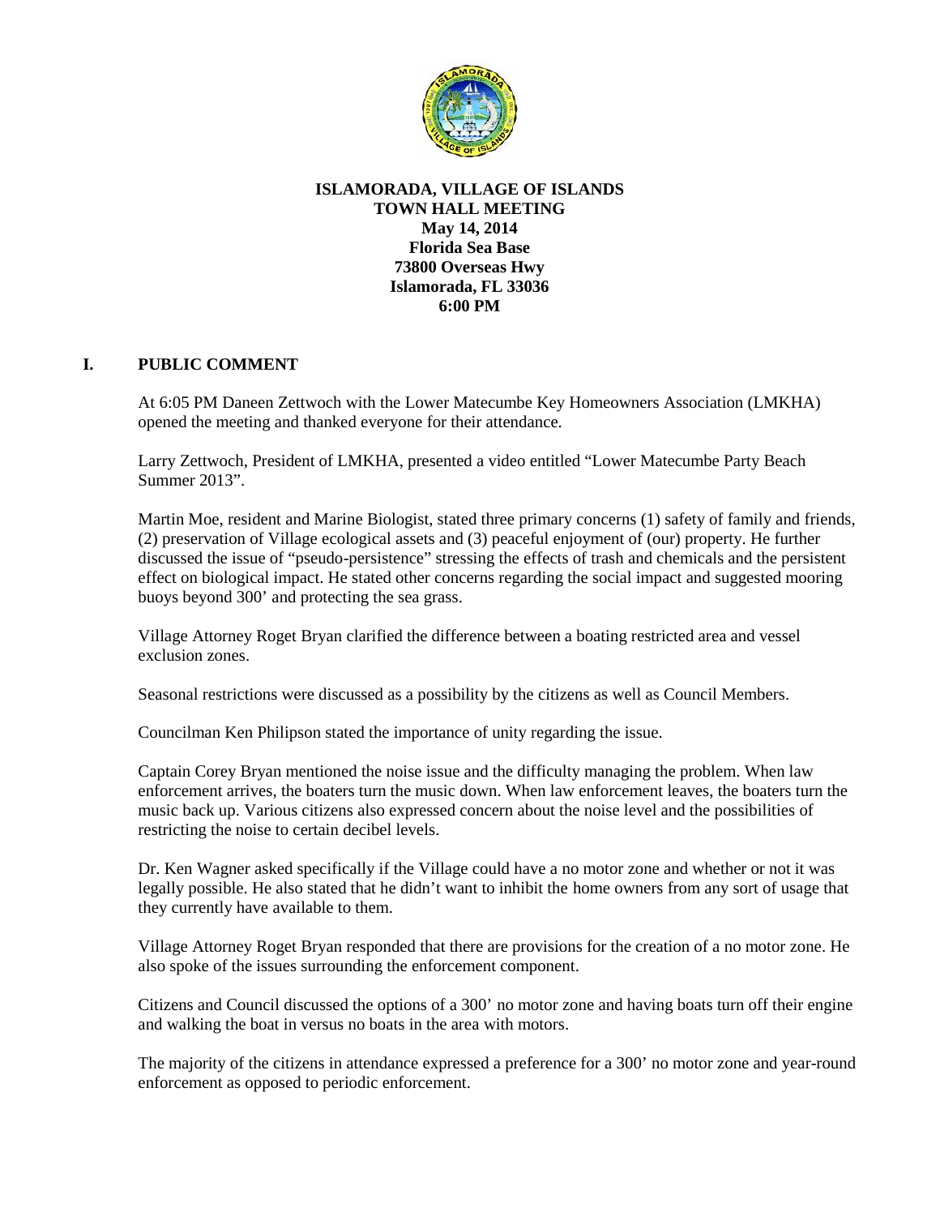**ISLAMORADA, VILLAGE OF ISLANDS**
**TOWN HALL MEETING**
**May 14, 2014**
**Florida Sea Base**
**73800 Overseas Hwy**
**Islamorada, FL 33036**
**6:00 PM**

## I. PUBLIC COMMENT

At 6:05 PM Daneen Zettwoch with the Lower Matecumbe Key Homeowners Association (LMKHA) opened the meeting and thanked everyone for their attendance.

Larry Zettwoch, President of LMKHA, presented a video entitled "Lower Matecumbe Party Beach Summer 2013".

Martin Moe, resident and Marine Biologist, stated three primary concerns (1) safety of family and friends, (2) preservation of Village ecological assets and (3) peaceful enjoyment of (our) property. He further discussed the issue of "pseudo-persistence" stressing the effects of trash and chemicals and the persistent effect on biological impact. He stated other concerns regarding the social impact and suggested mooring buoys beyond 300' and protecting the sea grass.

Village Attorney Roget Bryan clarified the difference between a boating restricted area and vessel exclusion zones.

Seasonal restrictions were discussed as a possibility by the citizens as well as Council Members.

Councilman Ken Philipson stated the importance of unity regarding the issue.

Captain Corey Bryan mentioned the noise issue and the difficulty managing the problem. When law enforcement arrives, the boaters turn the music down. When law enforcement leaves, the boaters turn the music back up. Various citizens also expressed concern about the noise level and the possibilities of restricting the noise to certain decibel levels.

Dr. Ken Wagner asked specifically if the Village could have a no motor zone and whether or not it was legally possible. He also stated that he didn't want to inhibit the home owners from any sort of usage that they currently have available to them.

Village Attorney Roget Bryan responded that there are provisions for the creation of a no motor zone. He also spoke of the issues surrounding the enforcement component.

Citizens and Council discussed the options of a 300' no motor zone and having boats turn off their engine and walking the boat in versus no boats in the area with motors.

The majority of the citizens in attendance expressed a preference for a 300' no motor zone and year-round enforcement as opposed to periodic enforcement.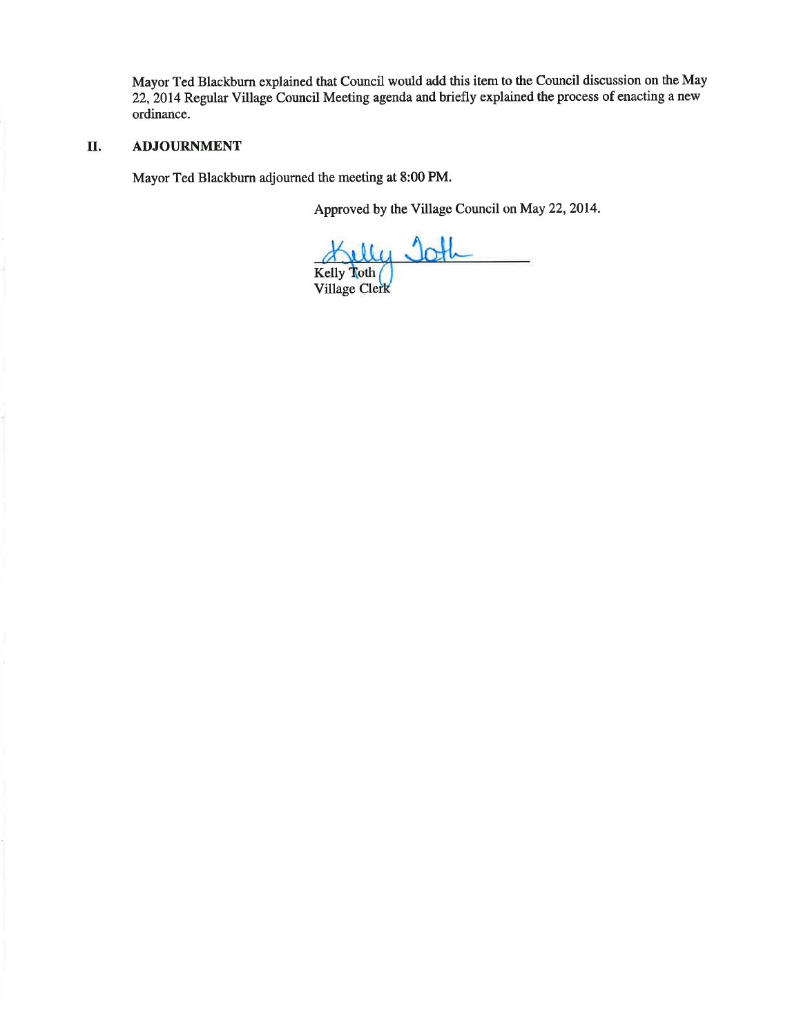Mayor Ted Blackburn explained that Council would add this item to the Council discussion on the May 22, 2014 Regular Village Council Meeting agenda and briefly explained the process of enacting a new ordinance.

## II. ADJOURNMENT

Mayor Ted Blackburn adjourned the meeting at 8:00 PM.

Approved by the Village Council on May 22, 2014.

Kelly Toth
Village Clerk